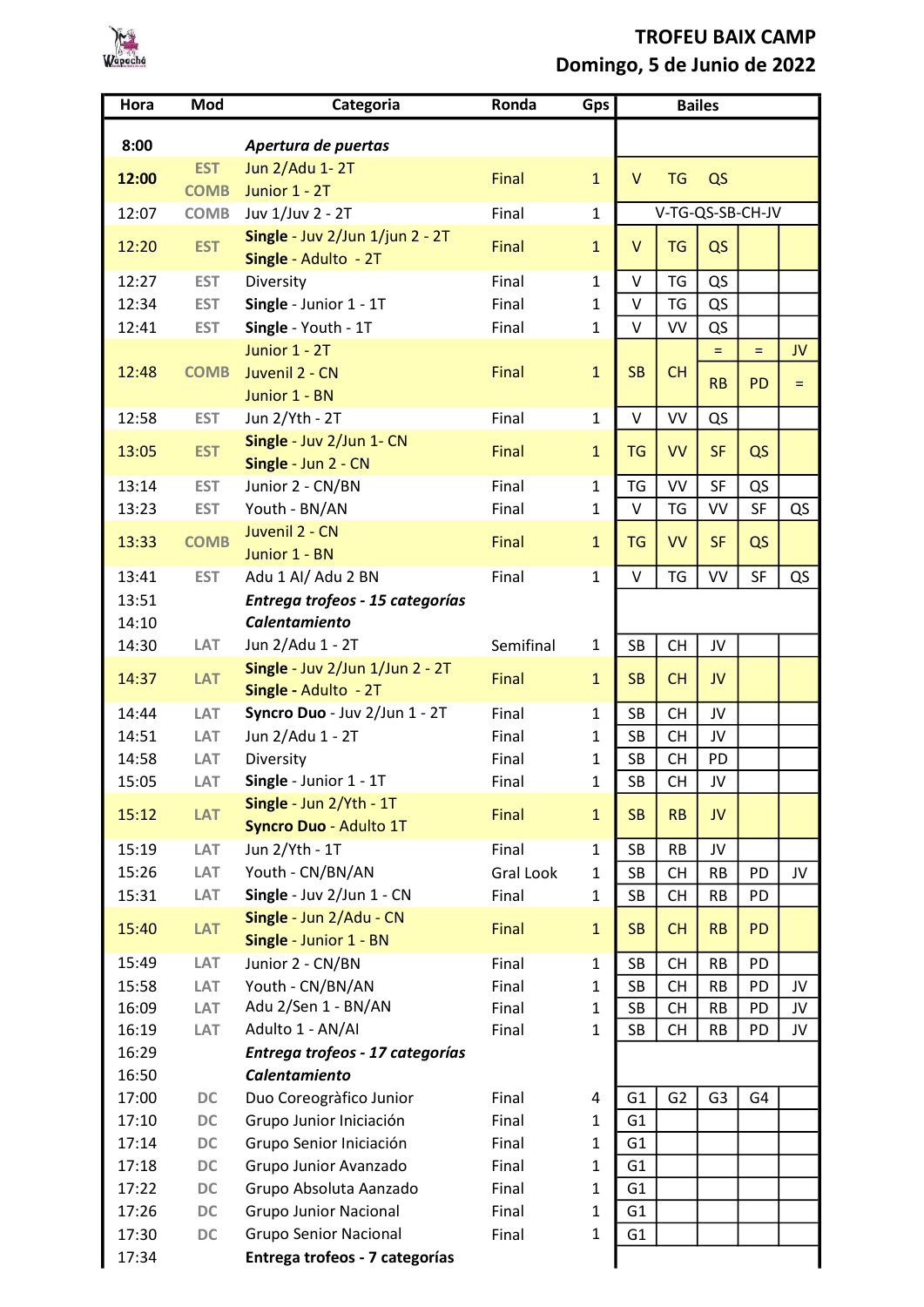# TROFEU BAIX CAMP

## Domingo, 5 de Junio de 2022

| Hora | Mod | Categoria | Ronda | Gps | Bailes | | | | |
|---|---|---|---|---|---|---|---|---|---|
| 8:00 | | *Apertura de puertas* | | | | | | | |
| 12:00 | EST<br>COMB | Jun 2/Adu 1- 2T<br>Junior 1 - 2T | Final | 1 | V | TG | QS | | |
| 12:07 | COMB | Juv 1/Juv 2 - 2T | Final | 1 | V-TG-QS-SB-CH-JV | | | | |
| 12:20 | EST | **Single** - Juv 2/Jun 1/jun 2 - 2T<br>**Single** - Adulto - 2T | Final | 1 | V | TG | QS | | |
| 12:27 | EST | Diversity | Final | 1 | V | TG | QS | | |
| 12:34 | EST | **Single** - Junior 1 - 1T | Final | 1 | V | TG | QS | | |
| 12:41 | EST | **Single** - Youth - 1T | Final | 1 | V | VV | QS | | |
| 12:48 | COMB | Junior 1 - 2T<br>Juvenil 2 - CN<br>Junior 1 - BN | Final | 1 | SB | CH | =<br>RB | =<br>PD | JV<br>= |
| 12:58 | EST | Jun 2/Yth - 2T | Final | 1 | V | VV | QS | | |
| 13:05 | EST | **Single** - Juv 2/Jun 1- CN<br>**Single** - Jun 2 - CN | Final | 1 | TG | VV | SF | QS | |
| 13:14 | EST | Junior 2 - CN/BN | Final | 1 | TG | VV | SF | QS | |
| 13:23 | EST | Youth - BN/AN | Final | 1 | V | TG | VV | SF | QS |
| 13:33 | COMB | Juvenil 2 - CN<br>Junior 1 - BN | Final | 1 | TG | VV | SF | QS | |
| 13:41 | EST | Adu 1 AI/ Adu 2 BN | Final | 1 | V | TG | VV | SF | QS |
| 13:51 | | ***Entrega trofeos - 15 categorías*** | | | | | | | |
| 14:10 | | ***Calentamiento*** | | | | | | | |
| 14:30 | LAT | Jun 2/Adu 1 - 2T | Semifinal | 1 | SB | CH | JV | | |
| 14:37 | LAT | **Single** - Juv 2/Jun 1/Jun 2 - 2T<br>**Single** - Adulto - 2T | Final | 1 | SB | CH | JV | | |
| 14:44 | LAT | **Syncro Duo** - Juv 2/Jun 1 - 2T | Final | 1 | SB | CH | JV | | |
| 14:51 | LAT | Jun 2/Adu 1 - 2T | Final | 1 | SB | CH | JV | | |
| 14:58 | LAT | Diversity | Final | 1 | SB | CH | PD | | |
| 15:05 | LAT | **Single** - Junior 1 - 1T | Final | 1 | SB | CH | JV | | |
| 15:12 | LAT | **Single** - Jun 2/Yth - 1T<br>**Syncro Duo** - Adulto 1T | Final | 1 | SB | RB | JV | | |
| 15:19 | LAT | Jun 2/Yth - 1T | Final | 1 | SB | RB | JV | | |
| 15:26 | LAT | Youth - CN/BN/AN | Gral Look | 1 | SB | CH | RB | PD | JV |
| 15:31 | LAT | **Single** - Juv 2/Jun 1 - CN | Final | 1 | SB | CH | RB | PD | |
| 15:40 | LAT | **Single** - Jun 2/Adu - CN<br>**Single** - Junior 1 - BN | Final | 1 | SB | CH | RB | PD | |
| 15:49 | LAT | Junior 2 - CN/BN | Final | 1 | SB | CH | RB | PD | |
| 15:58 | LAT | Youth - CN/BN/AN | Final | 1 | SB | CH | RB | PD | JV |
| 16:09 | LAT | Adu 2/Sen 1 - BN/AN | Final | 1 | SB | CH | RB | PD | JV |
| 16:19 | LAT | Adulto 1 - AN/AI | Final | 1 | SB | CH | RB | PD | JV |
| 16:29 | | ***Entrega trofeos - 17 categorías*** | | | | | | | |
| 16:50 | | ***Calentamiento*** | | | | | | | |
| 17:00 | DC | Duo Coreogràfico Junior | Final | 4 | G1 | G2 | G3 | G4 | |
| 17:10 | DC | Grupo Junior Iniciación | Final | 1 | G1 | | | | |
| 17:14 | DC | Grupo Senior Iniciación | Final | 1 | G1 | | | | |
| 17:18 | DC | Grupo Junior Avanzado | Final | 1 | G1 | | | | |
| 17:22 | DC | Grupo Absoluta Aanzado | Final | 1 | G1 | | | | |
| 17:26 | DC | Grupo Junior Nacional | Final | 1 | G1 | | | | |
| 17:30 | DC | Grupo Senior Nacional | Final | 1 | G1 | | | | |
| 17:34 | | **Entrega trofeos - 7 categorías** | | | | | | | |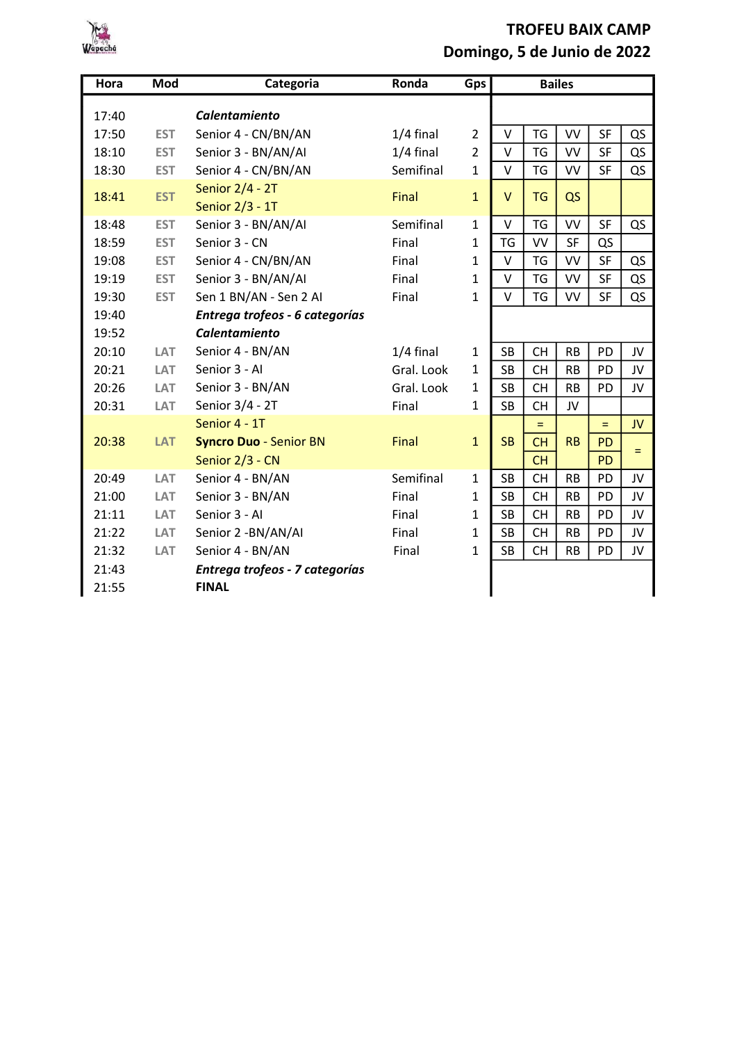# TROFEU BAIX CAMP

## Domingo, 5 de Junio de 2022

| Hora | Mod | Categoria | Ronda | Gps | Bailes | | | | |
|---|---|---|---|---|---|---|---|---|---|
| 17:40 | | ***Calentamiento*** | | | | | | | |
| 17:50 | EST | Senior 4 - CN/BN/AN | 1/4 final | 2 | V | TG | VV | SF | QS |
| 18:10 | EST | Senior 3 - BN/AN/AI | 1/4 final | 2 | V | TG | VV | SF | QS |
| 18:30 | EST | Senior 4 - CN/BN/AN | Semifinal | 1 | V | TG | VV | SF | QS |
| 18:41 | EST | Senior 2/4 - 2T<br>Senior 2/3 - 1T | Final | 1 | V | TG | QS | | |
| 18:48 | EST | Senior 3 - BN/AN/AI | Semifinal | 1 | V | TG | VV | SF | QS |
| 18:59 | EST | Senior 3 - CN | Final | 1 | TG | VV | SF | QS | |
| 19:08 | EST | Senior 4 - CN/BN/AN | Final | 1 | V | TG | VV | SF | QS |
| 19:19 | EST | Senior 3 - BN/AN/AI | Final | 1 | V | TG | VV | SF | QS |
| 19:30 | EST | Sen 1 BN/AN - Sen 2 AI | Final | 1 | V | TG | VV | SF | QS |
| 19:40 | | ***Entrega trofeos - 6 categorías*** | | | | | | | |
| 19:52 | | ***Calentamiento*** | | | | | | | |
| 20:10 | LAT | Senior 4 - BN/AN | 1/4 final | 1 | SB | CH | RB | PD | JV |
| 20:21 | LAT | Senior 3 - AI | Gral. Look | 1 | SB | CH | RB | PD | JV |
| 20:26 | LAT | Senior 3 - BN/AN | Gral. Look | 1 | SB | CH | RB | PD | JV |
| 20:31 | LAT | Senior 3/4 - 2T | Final | 1 | SB | CH | JV | | |
| 20:38 | LAT | Senior 4 - 1T<br>**Syncro Duo** - Senior BN<br>Senior 2/3 - CN | Final | 1 | SB | =<br>CH<br>CH | RB | =<br>PD<br>PD | JV<br>= |
| 20:49 | LAT | Senior 4 - BN/AN | Semifinal | 1 | SB | CH | RB | PD | JV |
| 21:00 | LAT | Senior 3 - BN/AN | Final | 1 | SB | CH | RB | PD | JV |
| 21:11 | LAT | Senior 3 - AI | Final | 1 | SB | CH | RB | PD | JV |
| 21:22 | LAT | Senior 2 -BN/AN/AI | Final | 1 | SB | CH | RB | PD | JV |
| 21:32 | LAT | Senior 4 - BN/AN | Final | 1 | SB | CH | RB | PD | JV |
| 21:43 | | ***Entrega trofeos - 7 categorías*** | | | | | | | |
| 21:55 | | **FINAL** | | | | | | | |